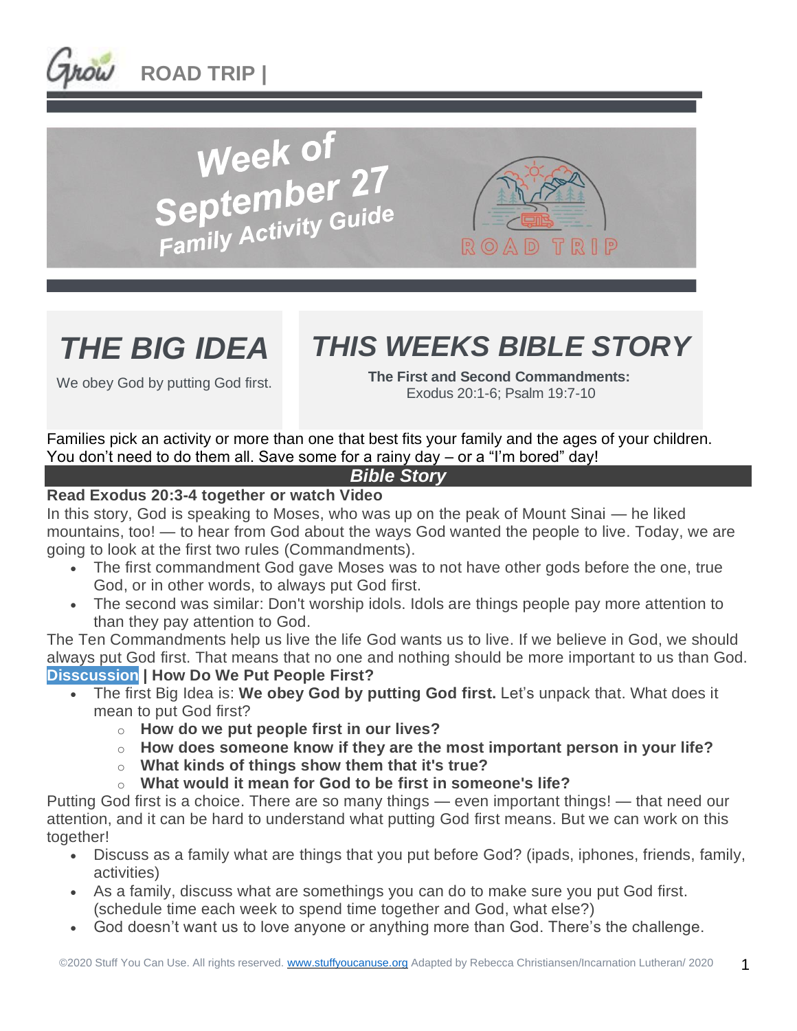# ROAD TRIP |

## Week of September 27 Family Activity Guide

ROAD TRIP

## THE BIG IDEA

We obey God by putting God first.

## THIS WEEKS BIBLE STORY

**The First and Second Commandments:**
Exodus 20:1-6; Psalm 19:7-10

Families pick an activity or more than one that best fits your family and the ages of your children. You don't need to do them all. Save some for a rainy day – or a "I'm bored" day!

## *Bible Story*

**Read Exodus 20:3-4 together or watch Video**

In this story, God is speaking to Moses, who was up on the peak of Mount Sinai — he liked mountains, too! — to hear from God about the ways God wanted the people to live. Today, we are going to look at the first two rules (Commandments).

- The first commandment God gave Moses was to not have other gods before the one, true God, or in other words, to always put God first.
- The second was similar: Don't worship idols. Idols are things people pay more attention to than they pay attention to God.

The Ten Commandments help us live the life God wants us to live. If we believe in God, we should always put God first. That means that no one and nothing should be more important to us than God.

**Disscussion | How Do We Put People First?**

- The first Big Idea is: **We obey God by putting God first.** Let's unpack that. What does it mean to put God first?
  - **How do we put people first in our lives?**
  - **How does someone know if they are the most important person in your life?**
  - **What kinds of things show them that it's true?**
  - **What would it mean for God to be first in someone's life?**

Putting God first is a choice. There are so many things — even important things! — that need our attention, and it can be hard to understand what putting God first means. But we can work on this together!

- Discuss as a family what are things that you put before God? (ipads, iphones, friends, family, activities)
- As a family, discuss what are somethings you can do to make sure you put God first. (schedule time each week to spend time together and God, what else?)
- God doesn't want us to love anyone or anything more than God. There's the challenge.

©2020 Stuff You Can Use. All rights reserved. www.stuffyoucanuse.org Adapted by Rebecca Christiansen/Incarnation Lutheran/ 2020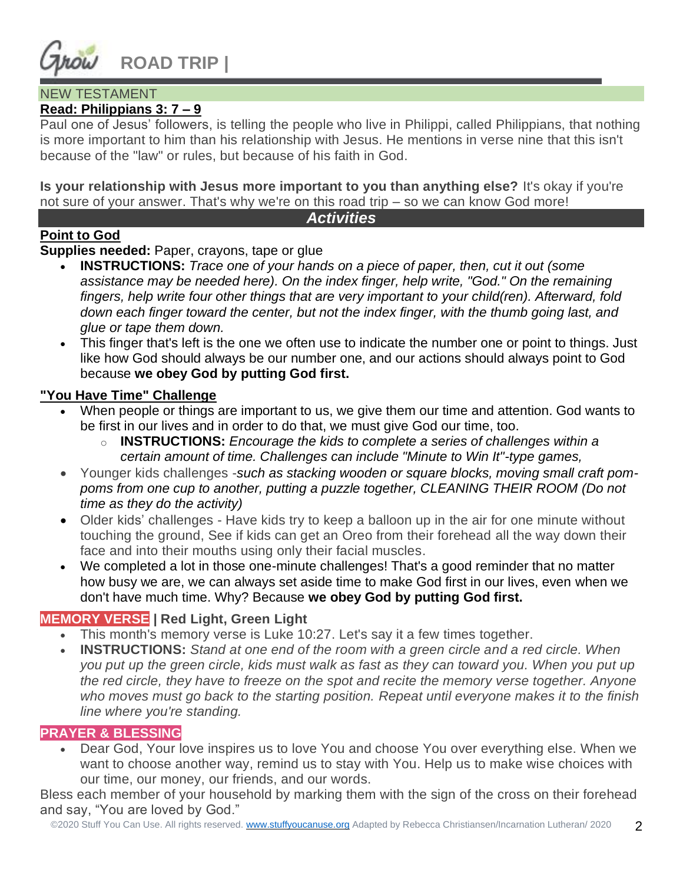# Grow ROAD TRIP |

## NEW TESTAMENT

**Read: Philippians 3: 7 – 9**

Paul one of Jesus' followers, is telling the people who live in Philippi, called Philippians, that nothing is more important to him than his relationship with Jesus. He mentions in verse nine that this isn't because of the "law" or rules, but because of his faith in God.

**Is your relationship with Jesus more important to you than anything else?** It's okay if you're not sure of your answer. That's why we're on this road trip – so we can know God more!

## *Activities*

### Point to God

**Supplies needed:** Paper, crayons, tape or glue

- **INSTRUCTIONS:** *Trace one of your hands on a piece of paper, then, cut it out (some assistance may be needed here). On the index finger, help write, "God." On the remaining fingers, help write four other things that are very important to your child(ren). Afterward, fold down each finger toward the center, but not the index finger, with the thumb going last, and glue or tape them down.*
- This finger that's left is the one we often use to indicate the number one or point to things. Just like how God should always be our number one, and our actions should always point to God because **we obey God by putting God first.**

### "You Have Time" Challenge

- When people or things are important to us, we give them our time and attention. God wants to be first in our lives and in order to do that, we must give God our time, too.
  - **INSTRUCTIONS:** *Encourage the kids to complete a series of challenges within a certain amount of time. Challenges can include "Minute to Win It"-type games,*
- Younger kids challenges -*such as stacking wooden or square blocks, moving small craft pom-poms from one cup to another, putting a puzzle together, CLEANING THEIR ROOM (Do not time as they do the activity)*
- Older kids' challenges - Have kids try to keep a balloon up in the air for one minute without touching the ground, See if kids can get an Oreo from their forehead all the way down their face and into their mouths using only their facial muscles.
- We completed a lot in those one-minute challenges! That's a good reminder that no matter how busy we are, we can always set aside time to make God first in our lives, even when we don't have much time. Why? Because **we obey God by putting God first.**

### MEMORY VERSE | Red Light, Green Light

- This month's memory verse is Luke 10:27. Let's say it a few times together.
- **INSTRUCTIONS:** *Stand at one end of the room with a green circle and a red circle. When you put up the green circle, kids must walk as fast as they can toward you. When you put up the red circle, they have to freeze on the spot and recite the memory verse together. Anyone who moves must go back to the starting position. Repeat until everyone makes it to the finish line where you're standing.*

### PRAYER & BLESSING

- Dear God, Your love inspires us to love You and choose You over everything else. When we want to choose another way, remind us to stay with You. Help us to make wise choices with our time, our money, our friends, and our words.

Bless each member of your household by marking them with the sign of the cross on their forehead and say, "You are loved by God."

©2020 Stuff You Can Use. All rights reserved. www.stuffyoucanuse.org Adapted by Rebecca Christiansen/Incarnation Lutheran/ 2020